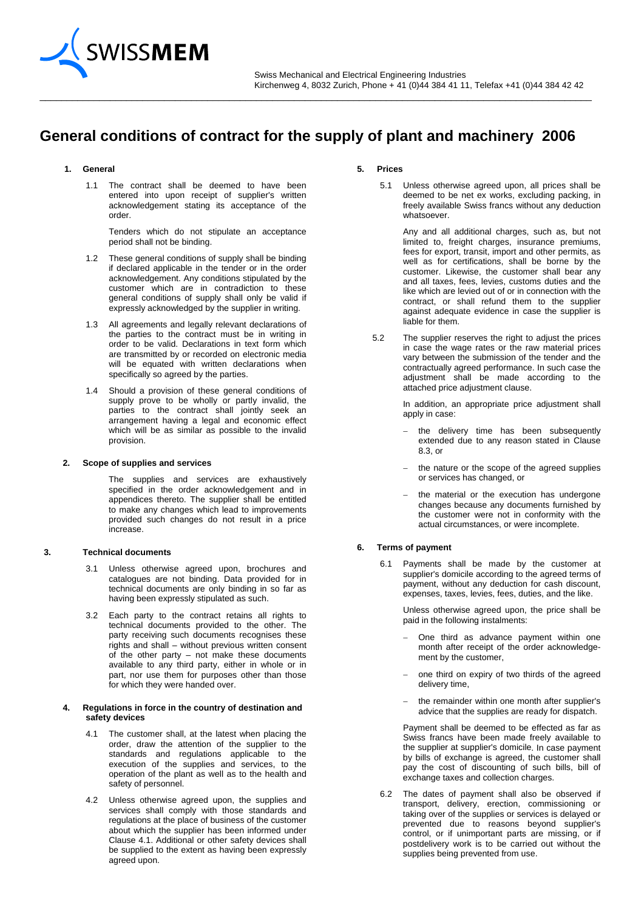SWISSMEM

Swiss Mechanical and Electrical Engineering Industries
Kirchenweg 4, 8032 Zurich, Phone + 41 (0)44 384 41 11, Telefax +41 (0)44 384 42 42

# General conditions of contract for the supply of plant and machinery 2006

## 1. General

1.1 The contract shall be deemed to have been entered into upon receipt of supplier's written acknowledgement stating its acceptance of the order.

Tenders which do not stipulate an acceptance period shall not be binding.

1.2 These general conditions of supply shall be binding if declared applicable in the tender or in the order acknowledgement. Any conditions stipulated by the customer which are in contradiction to these general conditions of supply shall only be valid if expressly acknowledged by the supplier in writing.

1.3 All agreements and legally relevant declarations of the parties to the contract must be in writing in order to be valid. Declarations in text form which are transmitted by or recorded on electronic media will be equated with written declarations when specifically so agreed by the parties.

1.4 Should a provision of these general conditions of supply prove to be wholly or partly invalid, the parties to the contract shall jointly seek an arrangement having a legal and economic effect which will be as similar as possible to the invalid provision.

## 2. Scope of supplies and services

The supplies and services are exhaustively specified in the order acknowledgement and in appendices thereto. The supplier shall be entitled to make any changes which lead to improvements provided such changes do not result in a price increase.

## 3. Technical documents

3.1 Unless otherwise agreed upon, brochures and catalogues are not binding. Data provided for in technical documents are only binding in so far as having been expressly stipulated as such.

3.2 Each party to the contract retains all rights to technical documents provided to the other. The party receiving such documents recognises these rights and shall – without previous written consent of the other party – not make these documents available to any third party, either in whole or in part, nor use them for purposes other than those for which they were handed over.

## 4. Regulations in force in the country of destination and safety devices

4.1 The customer shall, at the latest when placing the order, draw the attention of the supplier to the standards and regulations applicable to the execution of the supplies and services, to the operation of the plant as well as to the health and safety of personnel.

4.2 Unless otherwise agreed upon, the supplies and services shall comply with those standards and regulations at the place of business of the customer about which the supplier has been informed under Clause 4.1. Additional or other safety devices shall be supplied to the extent as having been expressly agreed upon.

## 5. Prices

5.1 Unless otherwise agreed upon, all prices shall be deemed to be net ex works, excluding packing, in freely available Swiss francs without any deduction whatsoever.

Any and all additional charges, such as, but not limited to, freight charges, insurance premiums, fees for export, transit, import and other permits, as well as for certifications, shall be borne by the customer. Likewise, the customer shall bear any and all taxes, fees, levies, customs duties and the like which are levied out of or in connection with the contract, or shall refund them to the supplier against adequate evidence in case the supplier is liable for them.

5.2 The supplier reserves the right to adjust the prices in case the wage rates or the raw material prices vary between the submission of the tender and the contractually agreed performance. In such case the adjustment shall be made according to the attached price adjustment clause.

In addition, an appropriate price adjustment shall apply in case:

- the delivery time has been subsequently extended due to any reason stated in Clause 8.3, or
- the nature or the scope of the agreed supplies or services has changed, or
- the material or the execution has undergone changes because any documents furnished by the customer were not in conformity with the actual circumstances, or were incomplete.

## 6. Terms of payment

6.1 Payments shall be made by the customer at supplier's domicile according to the agreed terms of payment, without any deduction for cash discount, expenses, taxes, levies, fees, duties, and the like.

Unless otherwise agreed upon, the price shall be paid in the following instalments:

- One third as advance payment within one month after receipt of the order acknowledgement by the customer,
- one third on expiry of two thirds of the agreed delivery time,
- the remainder within one month after supplier's advice that the supplies are ready for dispatch.

Payment shall be deemed to be effected as far as Swiss francs have been made freely available to the supplier at supplier's domicile. In case payment by bills of exchange is agreed, the customer shall pay the cost of discounting of such bills, bill of exchange taxes and collection charges.

6.2 The dates of payment shall also be observed if transport, delivery, erection, commissioning or taking over of the supplies or services is delayed or prevented due to reasons beyond supplier's control, or if unimportant parts are missing, or if postdelivery work is to be carried out without the supplies being prevented from use.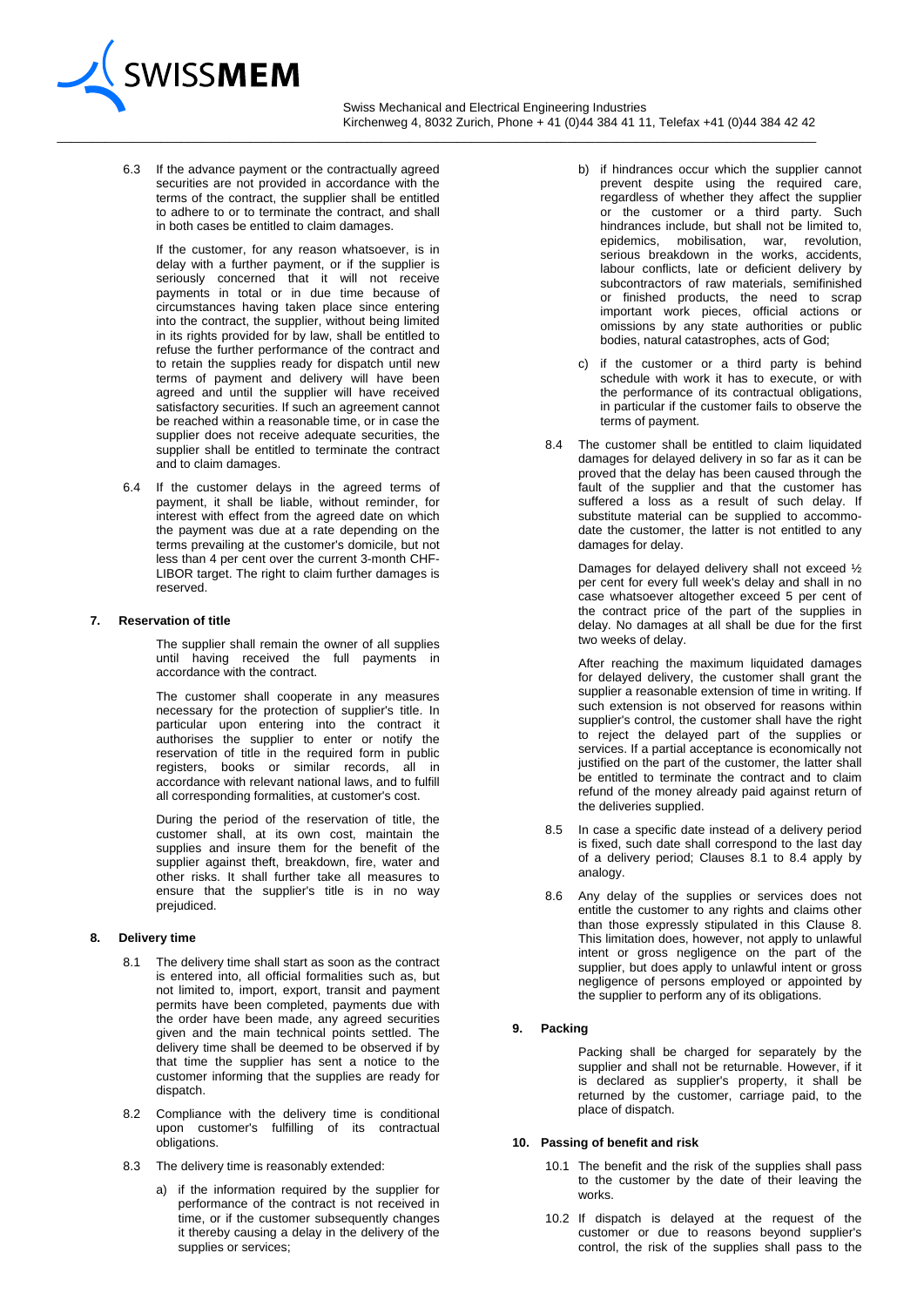6.3 If the advance payment or the contractually agreed securities are not provided in accordance with the terms of the contract, the supplier shall be entitled to adhere to or to terminate the contract, and shall in both cases be entitled to claim damages.

If the customer, for any reason whatsoever, is in delay with a further payment, or if the supplier is seriously concerned that it will not receive payments in total or in due time because of circumstances having taken place since entering into the contract, the supplier, without being limited in its rights provided for by law, shall be entitled to refuse the further performance of the contract and to retain the supplies ready for dispatch until new terms of payment and delivery will have been agreed and until the supplier will have received satisfactory securities. If such an agreement cannot be reached within a reasonable time, or in case the supplier does not receive adequate securities, the supplier shall be entitled to terminate the contract and to claim damages.

6.4 If the customer delays in the agreed terms of payment, it shall be liable, without reminder, for interest with effect from the agreed date on which the payment was due at a rate depending on the terms prevailing at the customer's domicile, but not less than 4 per cent over the current 3-month CHF-LIBOR target. The right to claim further damages is reserved.

## 7. Reservation of title

The supplier shall remain the owner of all supplies until having received the full payments in accordance with the contract.

The customer shall cooperate in any measures necessary for the protection of supplier's title. In particular upon entering into the contract it authorises the supplier to enter or notify the reservation of title in the required form in public registers, books or similar records, all in accordance with relevant national laws, and to fulfill all corresponding formalities, at customer's cost.

During the period of the reservation of title, the customer shall, at its own cost, maintain the supplies and insure them for the benefit of the supplier against theft, breakdown, fire, water and other risks. It shall further take all measures to ensure that the supplier's title is in no way prejudiced.

## 8. Delivery time

8.1 The delivery time shall start as soon as the contract is entered into, all official formalities such as, but not limited to, import, export, transit and payment permits have been completed, payments due with the order have been made, any agreed securities given and the main technical points settled. The delivery time shall be deemed to be observed if by that time the supplier has sent a notice to the customer informing that the supplies are ready for dispatch.

8.2 Compliance with the delivery time is conditional upon customer's fulfilling of its contractual obligations.

8.3 The delivery time is reasonably extended:

a) if the information required by the supplier for performance of the contract is not received in time, or if the customer subsequently changes it thereby causing a delay in the delivery of the supplies or services;

b) if hindrances occur which the supplier cannot prevent despite using the required care, regardless of whether they affect the supplier or the customer or a third party. Such hindrances include, but shall not be limited to, epidemics, mobilisation, war, revolution, serious breakdown in the works, accidents, labour conflicts, late or deficient delivery by subcontractors of raw materials, semifinished or finished products, the need to scrap important work pieces, official actions or omissions by any state authorities or public bodies, natural catastrophes, acts of God;

c) if the customer or a third party is behind schedule with work it has to execute, or with the performance of its contractual obligations, in particular if the customer fails to observe the terms of payment.

8.4 The customer shall be entitled to claim liquidated damages for delayed delivery in so far as it can be proved that the delay has been caused through the fault of the supplier and that the customer has suffered a loss as a result of such delay. If substitute material can be supplied to accommodate the customer, the latter is not entitled to any damages for delay.

Damages for delayed delivery shall not exceed ½ per cent for every full week's delay and shall in no case whatsoever altogether exceed 5 per cent of the contract price of the part of the supplies in delay. No damages at all shall be due for the first two weeks of delay.

After reaching the maximum liquidated damages for delayed delivery, the customer shall grant the supplier a reasonable extension of time in writing. If such extension is not observed for reasons within supplier's control, the customer shall have the right to reject the delayed part of the supplies or services. If a partial acceptance is economically not justified on the part of the customer, the latter shall be entitled to terminate the contract and to claim refund of the money already paid against return of the deliveries supplied.

8.5 In case a specific date instead of a delivery period is fixed, such date shall correspond to the last day of a delivery period; Clauses 8.1 to 8.4 apply by analogy.

8.6 Any delay of the supplies or services does not entitle the customer to any rights and claims other than those expressly stipulated in this Clause 8. This limitation does, however, not apply to unlawful intent or gross negligence on the part of the supplier, but does apply to unlawful intent or gross negligence of persons employed or appointed by the supplier to perform any of its obligations.

## 9. Packing

Packing shall be charged for separately by the supplier and shall not be returnable. However, if it is declared as supplier's property, it shall be returned by the customer, carriage paid, to the place of dispatch.

## 10. Passing of benefit and risk

10.1 The benefit and the risk of the supplies shall pass to the customer by the date of their leaving the works.

10.2 If dispatch is delayed at the request of the customer or due to reasons beyond supplier's control, the risk of the supplies shall pass to the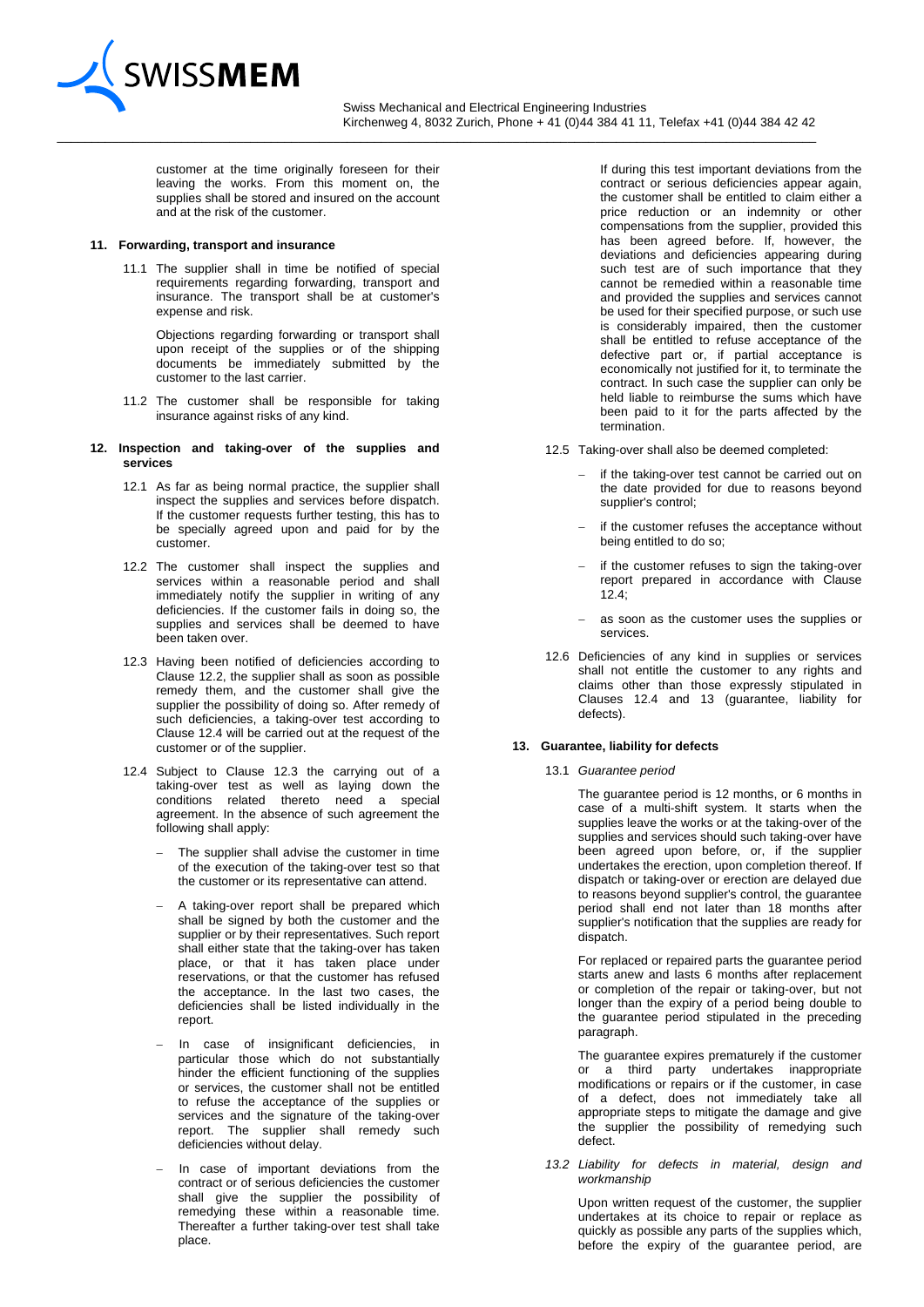customer at the time originally foreseen for their leaving the works. From this moment on, the supplies shall be stored and insured on the account and at the risk of the customer.

## 11. Forwarding, transport and insurance

11.1 The supplier shall in time be notified of special requirements regarding forwarding, transport and insurance. The transport shall be at customer's expense and risk.

Objections regarding forwarding or transport shall upon receipt of the supplies or of the shipping documents be immediately submitted by the customer to the last carrier.

11.2 The customer shall be responsible for taking insurance against risks of any kind.

## 12. Inspection and taking-over of the supplies and services

12.1 As far as being normal practice, the supplier shall inspect the supplies and services before dispatch. If the customer requests further testing, this has to be specially agreed upon and paid for by the customer.

12.2 The customer shall inspect the supplies and services within a reasonable period and shall immediately notify the supplier in writing of any deficiencies. If the customer fails in doing so, the supplies and services shall be deemed to have been taken over.

12.3 Having been notified of deficiencies according to Clause 12.2, the supplier shall as soon as possible remedy them, and the customer shall give the supplier the possibility of doing so. After remedy of such deficiencies, a taking-over test according to Clause 12.4 will be carried out at the request of the customer or of the supplier.

12.4 Subject to Clause 12.3 the carrying out of a taking-over test as well as laying down the conditions related thereto need a special agreement. In the absence of such agreement the following shall apply:

- The supplier shall advise the customer in time of the execution of the taking-over test so that the customer or its representative can attend.
- A taking-over report shall be prepared which shall be signed by both the customer and the supplier or by their representatives. Such report shall either state that the taking-over has taken place, or that it has taken place under reservations, or that the customer has refused the acceptance. In the last two cases, the deficiencies shall be listed individually in the report.
- In case of insignificant deficiencies, in particular those which do not substantially hinder the efficient functioning of the supplies or services, the customer shall not be entitled to refuse the acceptance of the supplies or services and the signature of the taking-over report. The supplier shall remedy such deficiencies without delay.
- In case of important deviations from the contract or of serious deficiencies the customer shall give the supplier the possibility of remedying these within a reasonable time. Thereafter a further taking-over test shall take place.

  If during this test important deviations from the contract or serious deficiencies appear again, the customer shall be entitled to claim either a price reduction or an indemnity or other compensations from the supplier, provided this has been agreed before. If, however, the deviations and deficiencies appearing during such test are of such importance that they cannot be remedied within a reasonable time and provided the supplies and services cannot be used for their specified purpose, or such use is considerably impaired, then the customer shall be entitled to refuse acceptance of the defective part or, if partial acceptance is economically not justified for it, to terminate the contract. In such case the supplier can only be held liable to reimburse the sums which have been paid to it for the parts affected by the termination.

12.5 Taking-over shall also be deemed completed:

- if the taking-over test cannot be carried out on the date provided for due to reasons beyond supplier's control;
- if the customer refuses the acceptance without being entitled to do so;
- if the customer refuses to sign the taking-over report prepared in accordance with Clause 12.4;
- as soon as the customer uses the supplies or services.

12.6 Deficiencies of any kind in supplies or services shall not entitle the customer to any rights and claims other than those expressly stipulated in Clauses 12.4 and 13 (guarantee, liability for defects).

## 13. Guarantee, liability for defects

13.1 *Guarantee period*

The guarantee period is 12 months, or 6 months in case of a multi-shift system. It starts when the supplies leave the works or at the taking-over of the supplies and services should such taking-over have been agreed upon before, or, if the supplier undertakes the erection, upon completion thereof. If dispatch or taking-over or erection are delayed due to reasons beyond supplier's control, the guarantee period shall end not later than 18 months after supplier's notification that the supplies are ready for dispatch.

For replaced or repaired parts the guarantee period starts anew and lasts 6 months after replacement or completion of the repair or taking-over, but not longer than the expiry of a period being double to the guarantee period stipulated in the preceding paragraph.

The guarantee expires prematurely if the customer or a third party undertakes inappropriate modifications or repairs or if the customer, in case of a defect, does not immediately take all appropriate steps to mitigate the damage and give the supplier the possibility of remedying such defect.

*13.2 Liability for defects in material, design and workmanship*

Upon written request of the customer, the supplier undertakes at its choice to repair or replace as quickly as possible any parts of the supplies which, before the expiry of the guarantee period, are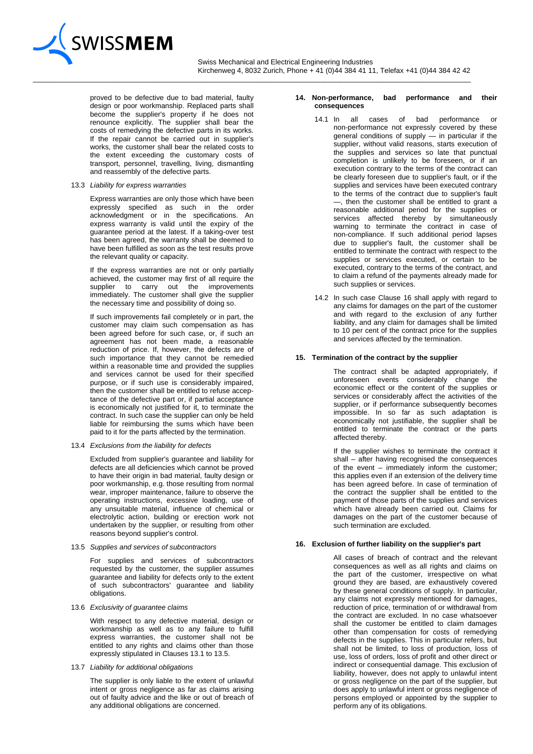proved to be defective due to bad material, faulty design or poor workmanship. Replaced parts shall become the supplier's property if he does not renounce explicitly. The supplier shall bear the costs of remedying the defective parts in its works. If the repair cannot be carried out in supplier's works, the customer shall bear the related costs to the extent exceeding the customary costs of transport, personnel, travelling, living, dismantling and reassembly of the defective parts.

13.3 *Liability for express warranties*

Express warranties are only those which have been expressly specified as such in the order acknowledgment or in the specifications. An express warranty is valid until the expiry of the guarantee period at the latest. If a taking-over test has been agreed, the warranty shall be deemed to have been fulfilled as soon as the test results prove the relevant quality or capacity.

If the express warranties are not or only partially achieved, the customer may first of all require the supplier to carry out the improvements immediately. The customer shall give the supplier the necessary time and possibility of doing so.

If such improvements fail completely or in part, the customer may claim such compensation as has been agreed before for such case, or, if such an agreement has not been made, a reasonable reduction of price. If, however, the defects are of such importance that they cannot be remedied within a reasonable time and provided the supplies and services cannot be used for their specified purpose, or if such use is considerably impaired, then the customer shall be entitled to refuse acceptance of the defective part or, if partial acceptance is economically not justified for it, to terminate the contract. In such case the supplier can only be held liable for reimbursing the sums which have been paid to it for the parts affected by the termination.

13.4 *Exclusions from the liability for defects*

Excluded from supplier's guarantee and liability for defects are all deficiencies which cannot be proved to have their origin in bad material, faulty design or poor workmanship, e.g. those resulting from normal wear, improper maintenance, failure to observe the operating instructions, excessive loading, use of any unsuitable material, influence of chemical or electrolytic action, building or erection work not undertaken by the supplier, or resulting from other reasons beyond supplier's control.

13.5 *Supplies and services of subcontractors*

For supplies and services of subcontractors requested by the customer, the supplier assumes guarantee and liability for defects only to the extent of such subcontractors' guarantee and liability obligations.

13.6 *Exclusivity of guarantee claims*

With respect to any defective material, design or workmanship as well as to any failure to fulfill express warranties, the customer shall not be entitled to any rights and claims other than those expressly stipulated in Clauses 13.1 to 13.5.

13.7 *Liability for additional obligations*

The supplier is only liable to the extent of unlawful intent or gross negligence as far as claims arising out of faulty advice and the like or out of breach of any additional obligations are concerned.

## 14. Non-performance, bad performance and their consequences

14.1 In all cases of bad performance or non-performance not expressly covered by these general conditions of supply — in particular if the supplier, without valid reasons, starts execution of the supplies and services so late that punctual completion is unlikely to be foreseen, or if an execution contrary to the terms of the contract can be clearly foreseen due to supplier's fault, or if the supplies and services have been executed contrary to the terms of the contract due to supplier's fault —, then the customer shall be entitled to grant a reasonable additional period for the supplies or services affected thereby by simultaneously warning to terminate the contract in case of non-compliance. If such additional period lapses due to supplier's fault, the customer shall be entitled to terminate the contract with respect to the supplies or services executed, or certain to be executed, contrary to the terms of the contract, and to claim a refund of the payments already made for such supplies or services.

14.2 In such case Clause 16 shall apply with regard to any claims for damages on the part of the customer and with regard to the exclusion of any further liability, and any claim for damages shall be limited to 10 per cent of the contract price for the supplies and services affected by the termination.

## 15. Termination of the contract by the supplier

The contract shall be adapted appropriately, if unforeseen events considerably change the economic effect or the content of the supplies or services or considerably affect the activities of the supplier, or if performance subsequently becomes impossible. In so far as such adaptation is economically not justifiable, the supplier shall be entitled to terminate the contract or the parts affected thereby.

If the supplier wishes to terminate the contract it shall – after having recognised the consequences of the event – immediately inform the customer; this applies even if an extension of the delivery time has been agreed before. In case of termination of the contract the supplier shall be entitled to the payment of those parts of the supplies and services which have already been carried out. Claims for damages on the part of the customer because of such termination are excluded.

## 16. Exclusion of further liability on the supplier's part

All cases of breach of contract and the relevant consequences as well as all rights and claims on the part of the customer, irrespective on what ground they are based, are exhaustively covered by these general conditions of supply. In particular, any claims not expressly mentioned for damages, reduction of price, termination of or withdrawal from the contract are excluded. In no case whatsoever shall the customer be entitled to claim damages other than compensation for costs of remedying defects in the supplies. This in particular refers, but shall not be limited, to loss of production, loss of use, loss of orders, loss of profit and other direct or indirect or consequential damage. This exclusion of liability, however, does not apply to unlawful intent or gross negligence on the part of the supplier, but does apply to unlawful intent or gross negligence of persons employed or appointed by the supplier to perform any of its obligations.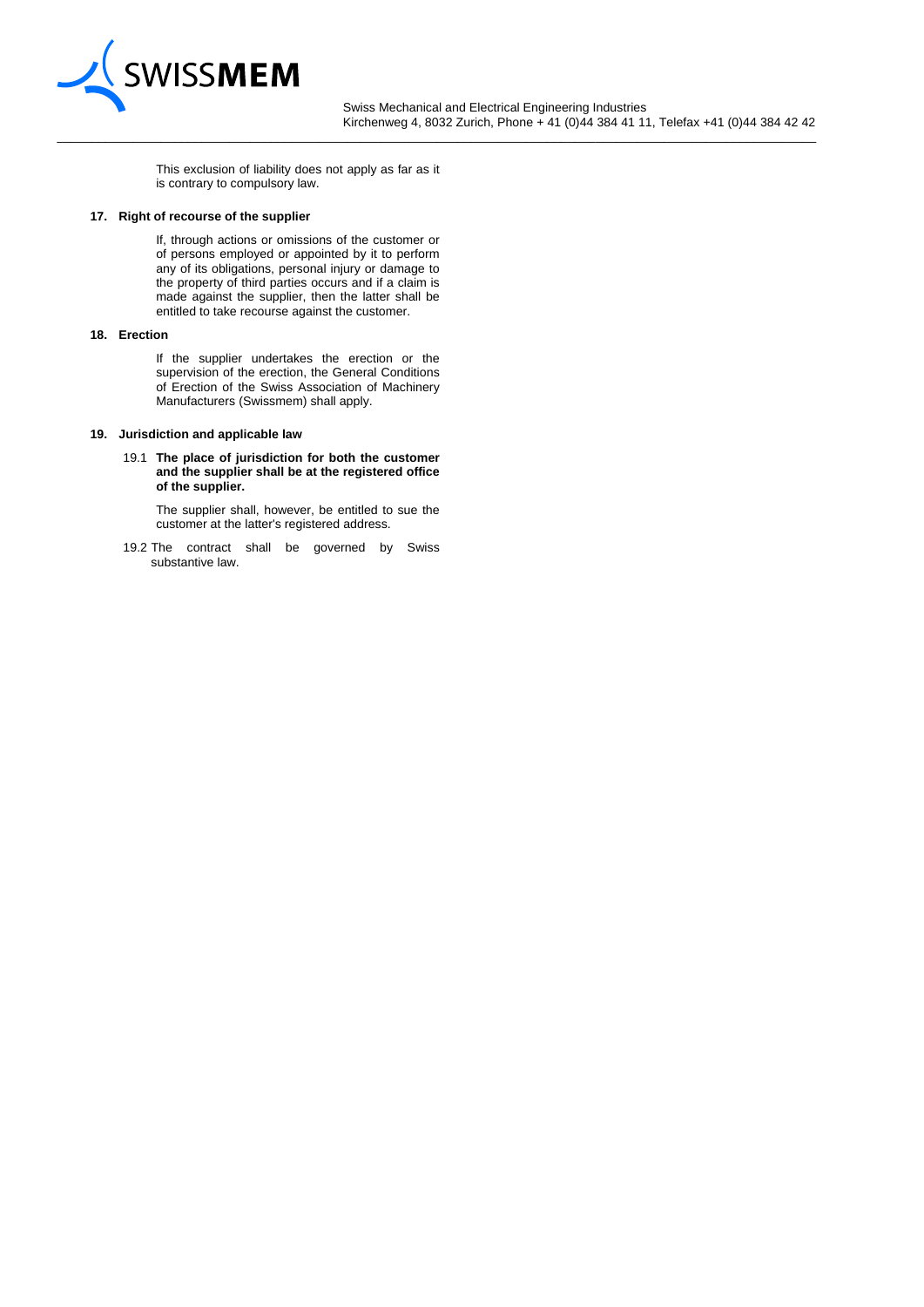This exclusion of liability does not apply as far as it is contrary to compulsory law.

## 17. Right of recourse of the supplier

If, through actions or omissions of the customer or of persons employed or appointed by it to perform any of its obligations, personal injury or damage to the property of third parties occurs and if a claim is made against the supplier, then the latter shall be entitled to take recourse against the customer.

## 18. Erection

If the supplier undertakes the erection or the supervision of the erection, the General Conditions of Erection of the Swiss Association of Machinery Manufacturers (Swissmem) shall apply.

## 19. Jurisdiction and applicable law

19.1 **The place of jurisdiction for both the customer and the supplier shall be at the registered office of the supplier.**

The supplier shall, however, be entitled to sue the customer at the latter's registered address.

19.2 The contract shall be governed by Swiss substantive law.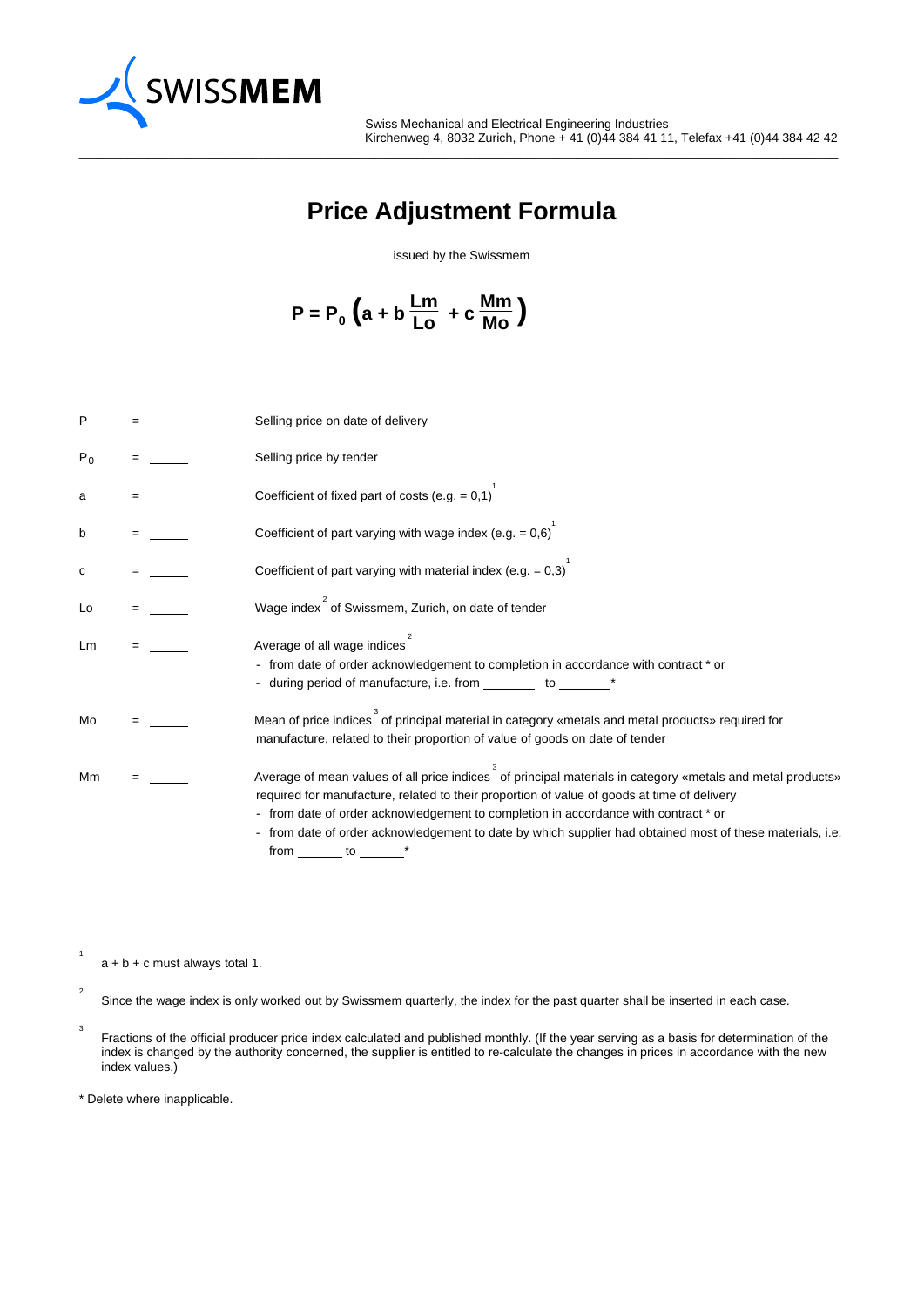SWISSMEM

Swiss Mechanical and Electrical Engineering Industries
Kirchenweg 4, 8032 Zurich, Phone + 41 (0)44 384 41 11, Telefax +41 (0)44 384 42 42

# Price Adjustment Formula

issued by the Swissmem

$$P = P_0 \left( a + b \frac{Lm}{Lo} + c \frac{Mm}{Mo} \right)$$

| | | |
|---|---|---|
| P | = ______ | Selling price on date of delivery |
| $P_0$ | = ______ | Selling price by tender |
| a | = ______ | Coefficient of fixed part of costs (e.g. = 0,1)[1] |
| b | = ______ | Coefficient of part varying with wage index (e.g. = 0,6)[1] |
| c | = ______ | Coefficient of part varying with material index (e.g. = 0,3)[1] |
| Lo | = ______ | Wage index[2] of Swissmem, Zurich, on date of tender |
| Lm | = ______ | Average of all wage indices[2]<br>- from date of order acknowledgement to completion in accordance with contract * or<br>- during period of manufacture, i.e. from ________ to ________* |
| Mo | = ______ | Mean of price indices[3] of principal material in category «metals and metal products» required for manufacture, related to their proportion of value of goods on date of tender |
| Mm | = ______ | Average of mean values of all price indices[3] of principal materials in category «metals and metal products» required for manufacture, related to their proportion of value of goods at time of delivery<br>- from date of order acknowledgement to completion in accordance with contract * or<br>- from date of order acknowledgement to date by which supplier had obtained most of these materials, i.e. from _______ to _______* |

[1] a + b + c must always total 1.

[2] Since the wage index is only worked out by Swissmem quarterly, the index for the past quarter shall be inserted in each case.

[3] Fractions of the official producer price index calculated and published monthly. (If the year serving as a basis for determination of the index is changed by the authority concerned, the supplier is entitled to re-calculate the changes in prices in accordance with the new index values.)

* Delete where inapplicable.